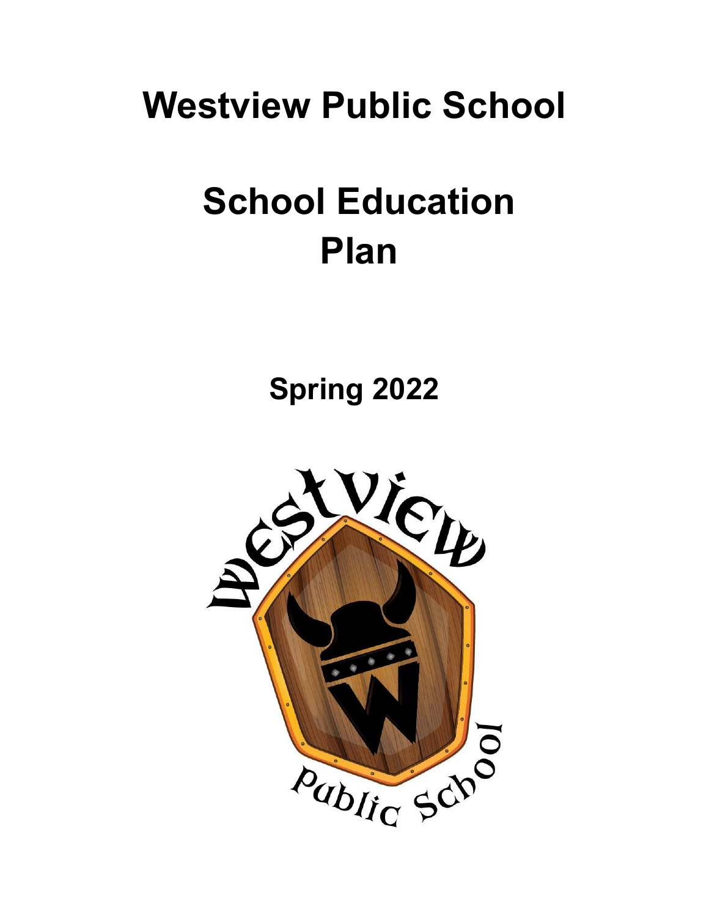# Westview Public School

# School Education Plan

## Spring 2022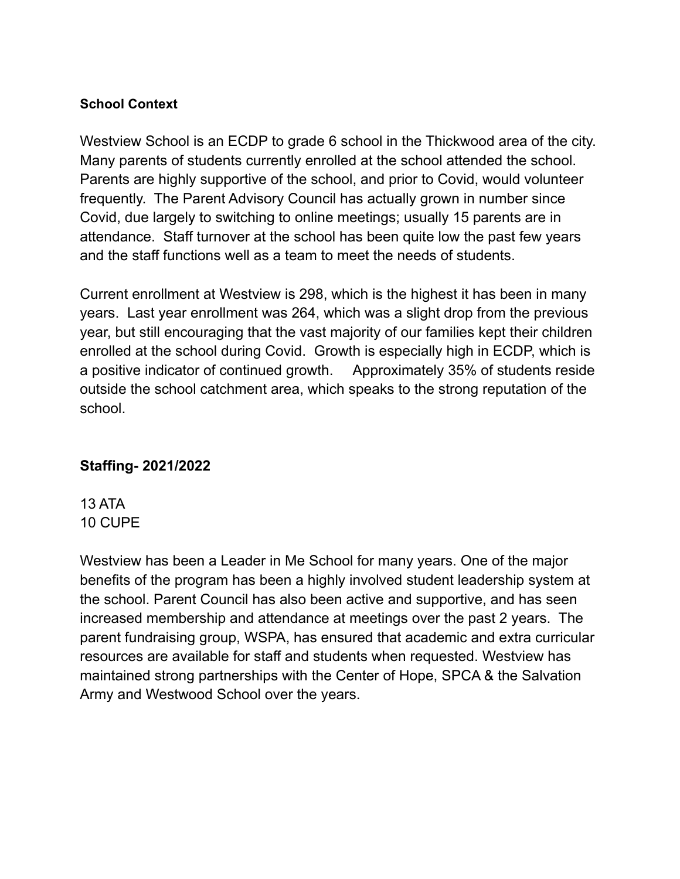**School Context**

Westview School is an ECDP to grade 6 school in the Thickwood area of the city. Many parents of students currently enrolled at the school attended the school. Parents are highly supportive of the school, and prior to Covid, would volunteer frequently. The Parent Advisory Council has actually grown in number since Covid, due largely to switching to online meetings; usually 15 parents are in attendance. Staff turnover at the school has been quite low the past few years and the staff functions well as a team to meet the needs of students.

Current enrollment at Westview is 298, which is the highest it has been in many years. Last year enrollment was 264, which was a slight drop from the previous year, but still encouraging that the vast majority of our families kept their children enrolled at the school during Covid. Growth is especially high in ECDP, which is a positive indicator of continued growth. Approximately 35% of students reside outside the school catchment area, which speaks to the strong reputation of the school.

## Staffing- 2021/2022

13 ATA
10 CUPE

Westview has been a Leader in Me School for many years. One of the major benefits of the program has been a highly involved student leadership system at the school. Parent Council has also been active and supportive, and has seen increased membership and attendance at meetings over the past 2 years. The parent fundraising group, WSPA, has ensured that academic and extra curricular resources are available for staff and students when requested. Westview has maintained strong partnerships with the Center of Hope, SPCA & the Salvation Army and Westwood School over the years.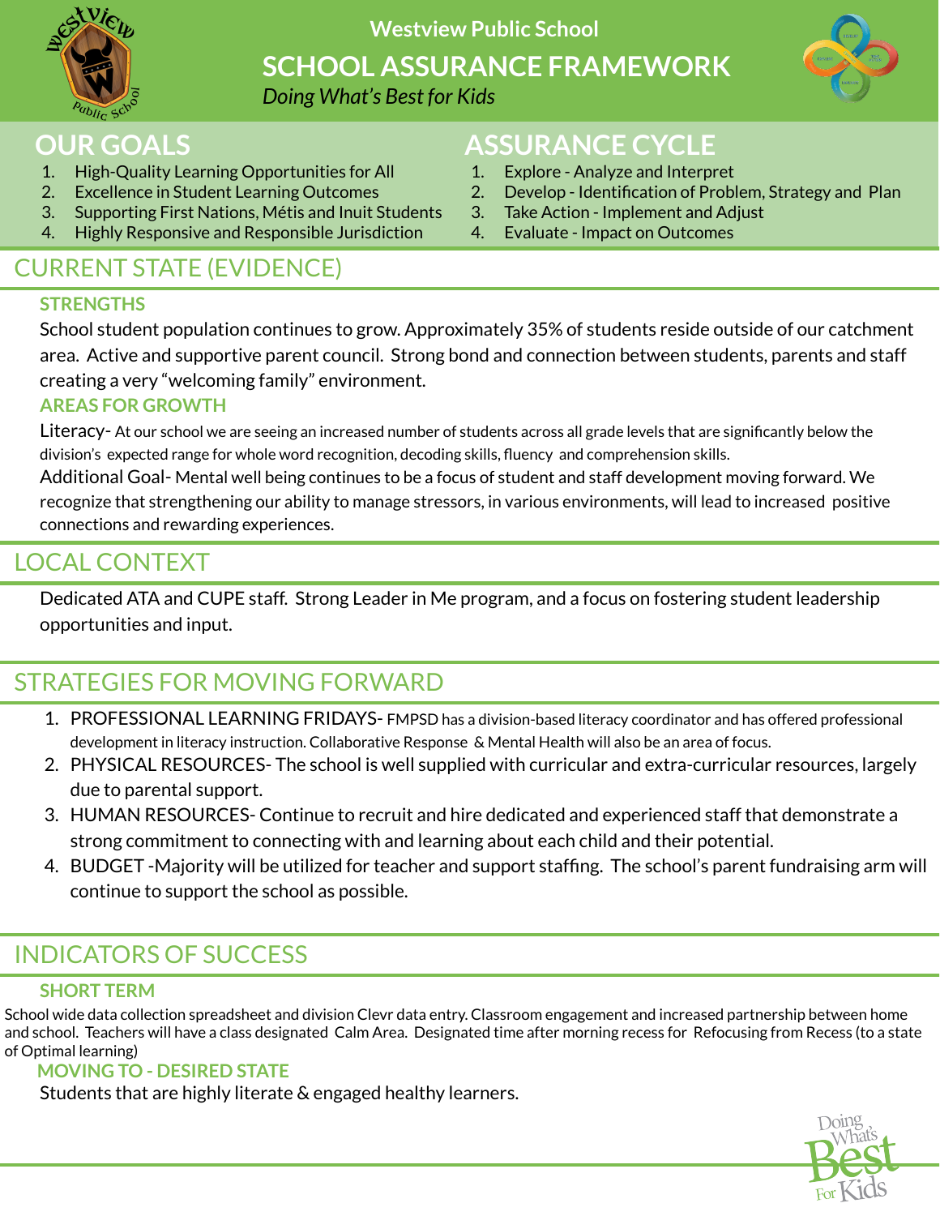Westview Public School

# SCHOOL ASSURANCE FRAMEWORK

*Doing What's Best for Kids*

## OUR GOALS

1. High-Quality Learning Opportunities for All
2. Excellence in Student Learning Outcomes
3. Supporting First Nations, Métis and Inuit Students
4. Highly Responsive and Responsible Jurisdiction

## ASSURANCE CYCLE

1. Explore - Analyze and Interpret
2. Develop - Identification of Problem, Strategy and Plan
3. Take Action - Implement and Adjust
4. Evaluate - Impact on Outcomes

## CURRENT STATE (EVIDENCE)

### STRENGTHS

School student population continues to grow. Approximately 35% of students reside outside of our catchment area. Active and supportive parent council. Strong bond and connection between students, parents and staff creating a very "welcoming family" environment.

### AREAS FOR GROWTH

Literacy- At our school we are seeing an increased number of students across all grade levels that are significantly below the division's expected range for whole word recognition, decoding skills, fluency and comprehension skills.

Additional Goal- Mental well being continues to be a focus of student and staff development moving forward. We recognize that strengthening our ability to manage stressors, in various environments, will lead to increased positive connections and rewarding experiences.

## LOCAL CONTEXT

Dedicated ATA and CUPE staff. Strong Leader in Me program, and a focus on fostering student leadership opportunities and input.

## STRATEGIES FOR MOVING FORWARD

1. PROFESSIONAL LEARNING FRIDAYS- FMPSD has a division-based literacy coordinator and has offered professional development in literacy instruction. Collaborative Response & Mental Health will also be an area of focus.
2. PHYSICAL RESOURCES- The school is well supplied with curricular and extra-curricular resources, largely due to parental support.
3. HUMAN RESOURCES- Continue to recruit and hire dedicated and experienced staff that demonstrate a strong commitment to connecting with and learning about each child and their potential.
4. BUDGET -Majority will be utilized for teacher and support staffing. The school's parent fundraising arm will continue to support the school as possible.

## INDICATORS OF SUCCESS

### SHORT TERM

School wide data collection spreadsheet and division Clevr data entry. Classroom engagement and increased partnership between home and school. Teachers will have a class designated Calm Area. Designated time after morning recess for Refocusing from Recess (to a state of Optimal learning)

### MOVING TO - DESIRED STATE

Students that are highly literate & engaged healthy learners.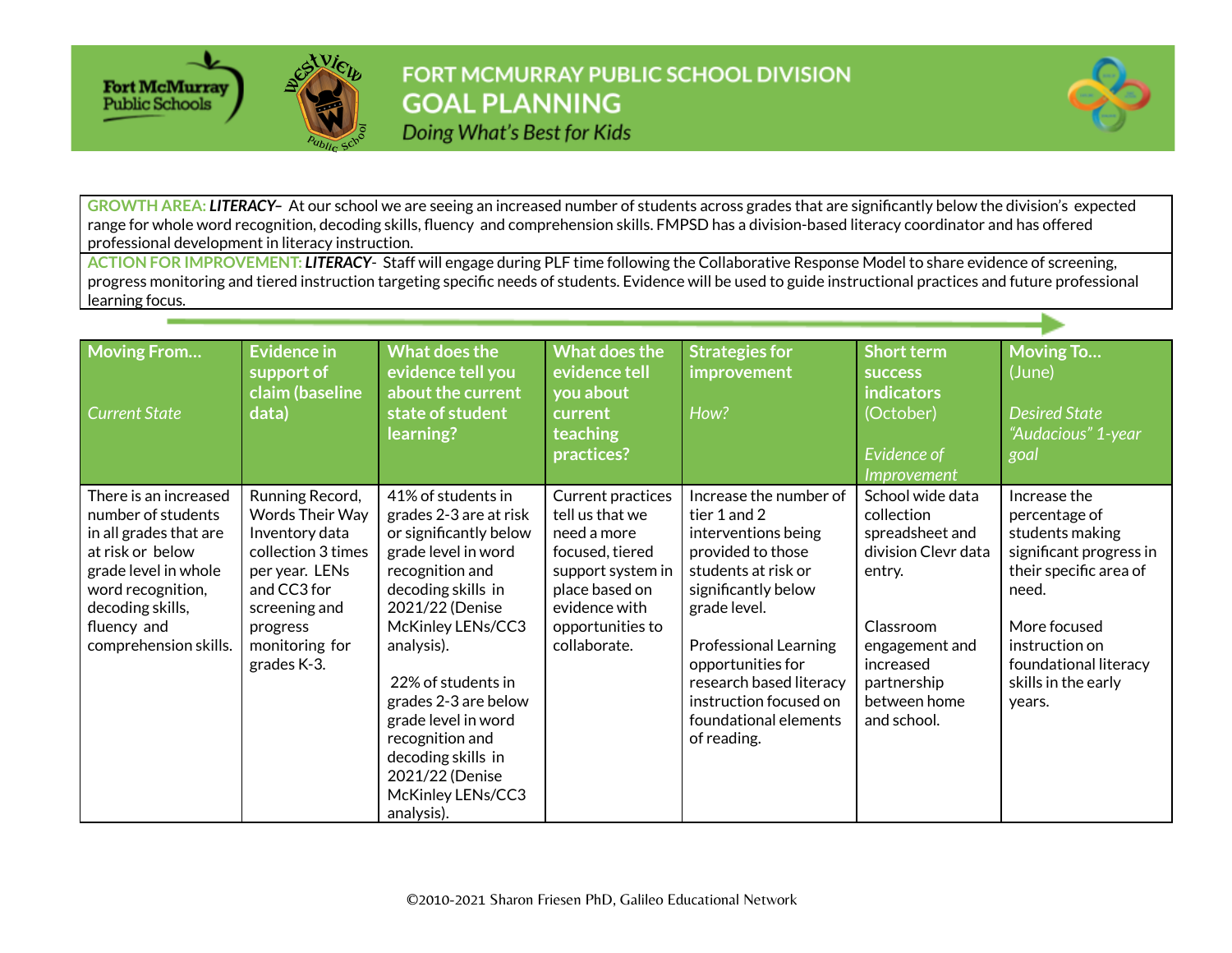# FORT MCMURRAY PUBLIC SCHOOL DIVISION
## GOAL PLANNING
*Doing What's Best for Kids*

**GROWTH AREA: *LITERACY*–** At our school we are seeing an increased number of students across grades that are significantly below the division's expected range for whole word recognition, decoding skills, fluency and comprehension skills. FMPSD has a division-based literacy coordinator and has offered professional development in literacy instruction.

**ACTION FOR IMPROVEMENT: *LITERACY*-** Staff will engage during PLF time following the Collaborative Response Model to share evidence of screening, progress monitoring and tiered instruction targeting specific needs of students. Evidence will be used to guide instructional practices and future professional learning focus.

| **Moving From…** *Current State* | **Evidence in support of claim (baseline data)** | **What does the evidence tell you about the current state of student learning?** | **What does the evidence tell you about current teaching practices?** | **Strategies for improvement** *How?* | **Short term success indicators** (October) *Evidence of Improvement* | **Moving To…** (June) *Desired State "Audacious" 1-year goal* |
|---|---|---|---|---|---|---|
| There is an increased number of students in all grades that are at risk or below grade level in whole word recognition, decoding skills, fluency and comprehension skills. | Running Record, Words Their Way Inventory data collection 3 times per year. LENs and CC3 for screening and progress monitoring for grades K-3. | 41% of students in grades 2-3 are at risk or significantly below grade level in word recognition and decoding skills in 2021/22 (Denise McKinley LENs/CC3 analysis).<br><br>22% of students in grades 2-3 are below grade level in word recognition and decoding skills in 2021/22 (Denise McKinley LENs/CC3 analysis). | Current practices tell us that we need a more focused, tiered support system in place based on evidence with opportunities to collaborate. | Increase the number of tier 1 and 2 interventions being provided to those students at risk or significantly below grade level.<br><br>Professional Learning opportunities for research based literacy instruction focused on foundational elements of reading. | School wide data collection spreadsheet and division Clevr data entry.<br><br>Classroom engagement and increased partnership between home and school. | Increase the percentage of students making significant progress in their specific area of need.<br><br>More focused instruction on foundational literacy skills in the early years. |

©2010-2021 Sharon Friesen PhD, Galileo Educational Network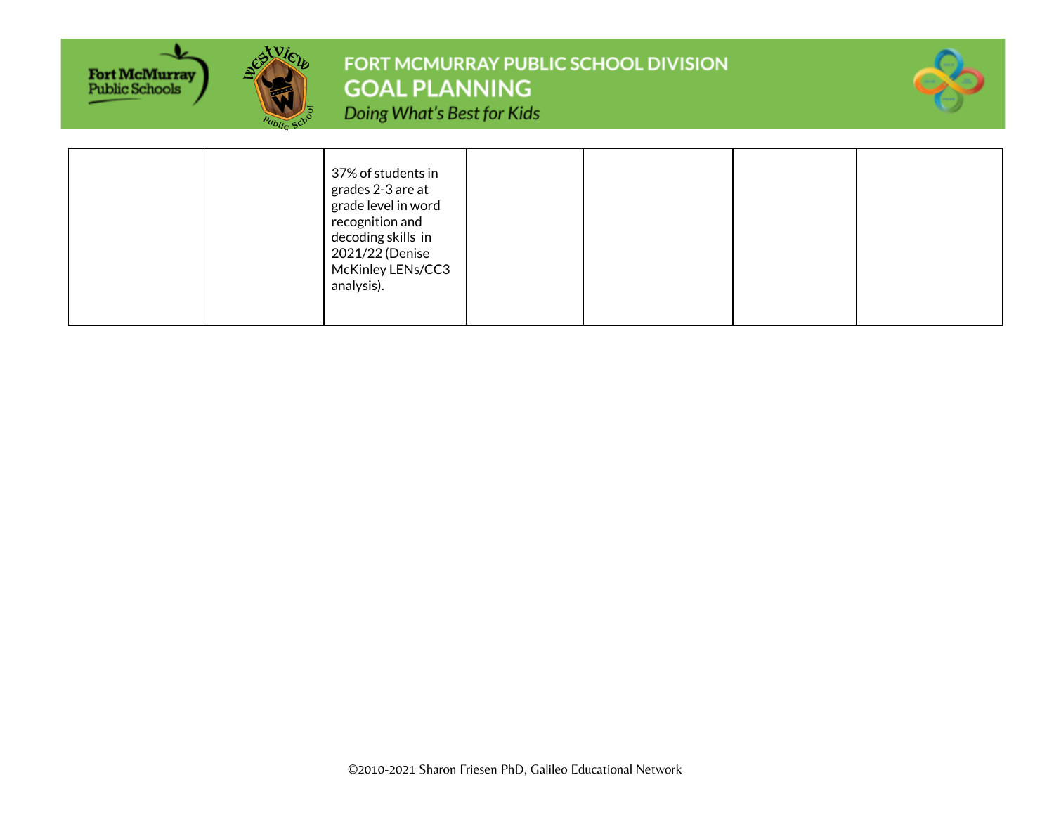| | | | | | | |
|---|---|---|---|---|---|---|
| | | 37% of students in grades 2-3 are at grade level in word recognition and decoding skills in 2021/22 (Denise McKinley LENs/CC3 analysis). | | | | |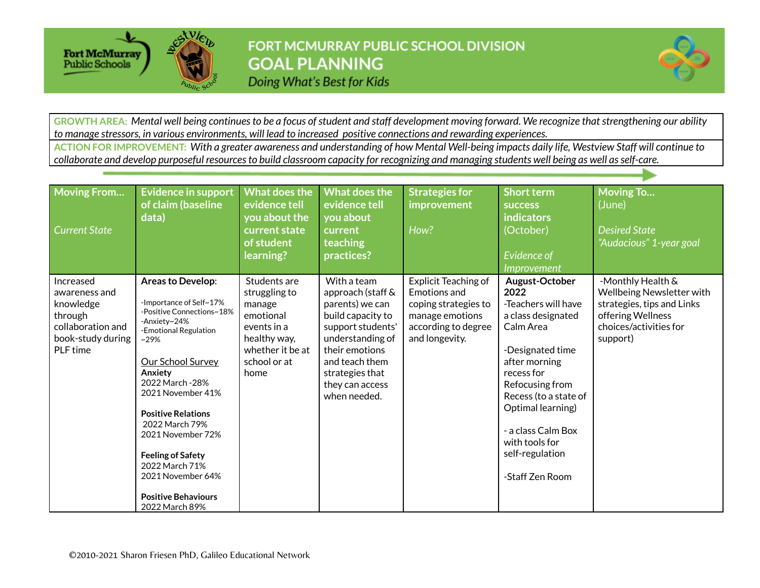# FORT MCMURRAY PUBLIC SCHOOL DIVISION
## GOAL PLANNING
*Doing What's Best for Kids*

**GROWTH AREA:** *Mental well being continues to be a focus of student and staff development moving forward. We recognize that strengthening our ability to manage stressors, in various environments, will lead to increased positive connections and rewarding experiences.*

**ACTION FOR IMPROVEMENT:** *With a greater awareness and understanding of how Mental Well-being impacts daily life, Westview Staff will continue to collaborate and develop purposeful resources to build classroom capacity for recognizing and managing students well being as well as self-care.*

| Moving From... *Current State* | Evidence in support of claim (baseline data) | What does the evidence tell you about the current state of student learning? | What does the evidence tell you about current teaching practices? | Strategies for improvement *How?* | Short term success indicators (October) *Evidence of Improvement* | Moving To... (June) *Desired State "Audacious" 1-year goal* |
|---|---|---|---|---|---|---|
| Increased awareness and knowledge through collaboration and book-study during PLF time | **Areas to Develop**:<br>-Importance of Self~17%<br>-Positive Connections~18%<br>-Anxiety~24%<br>-Emotional Regulation ~29%<br><br>Our School Survey<br>**Anxiety**<br>2022 March -28%<br>2021 November 41%<br><br>**Positive Relations**<br>2022 March 79%<br>2021 November 72%<br><br>**Feeling of Safety**<br>2022 March 71%<br>2021 November 64%<br><br>**Positive Behaviours**<br>2022 March 89% | Students are struggling to manage emotional events in a healthy way, whether it be at school or at home | With a team approach (staff & parents) we can build capacity to support students' understanding of their emotions and teach them strategies that they can access when needed. | Explicit Teaching of Emotions and coping strategies to manage emotions according to degree and longevity. | **August-October 2022**<br>-Teachers will have a class designated Calm Area<br><br>-Designated time after morning recess for Refocusing from Recess (to a state of Optimal learning)<br><br>- a class Calm Box with tools for self-regulation<br><br>-Staff Zen Room | -Monthly Health & Wellbeing Newsletter with strategies, tips and Links offering Wellness choices/activities for support) |

©2010-2021 Sharon Friesen PhD, Galileo Educational Network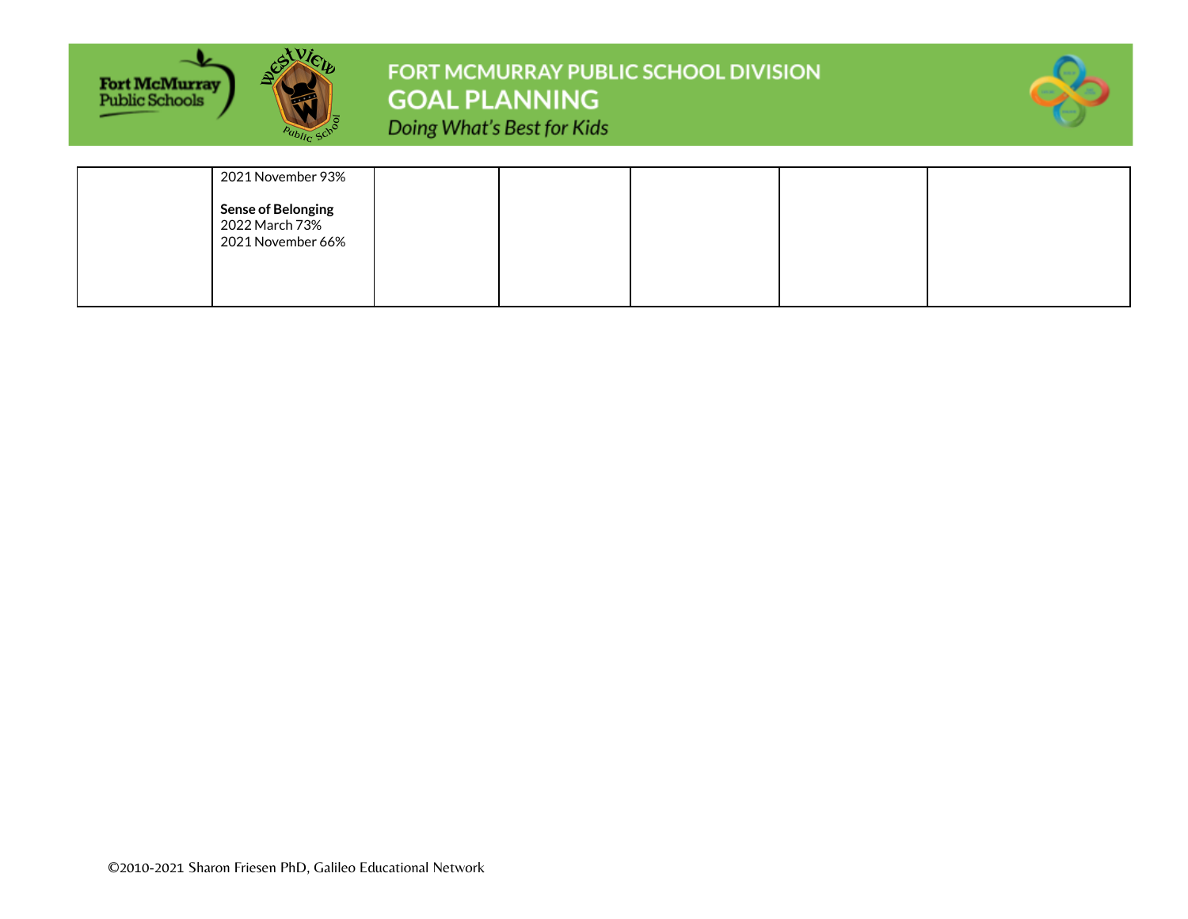|  |  |  |  |  |  |  |
|---|---|---|---|---|---|---|
|  | 2021 November 93%<br><br>**Sense of Belonging**<br>2022 March 73%<br>2021 November 66% |  |  |  |  |  |

©2010-2021 Sharon Friesen PhD, Galileo Educational Network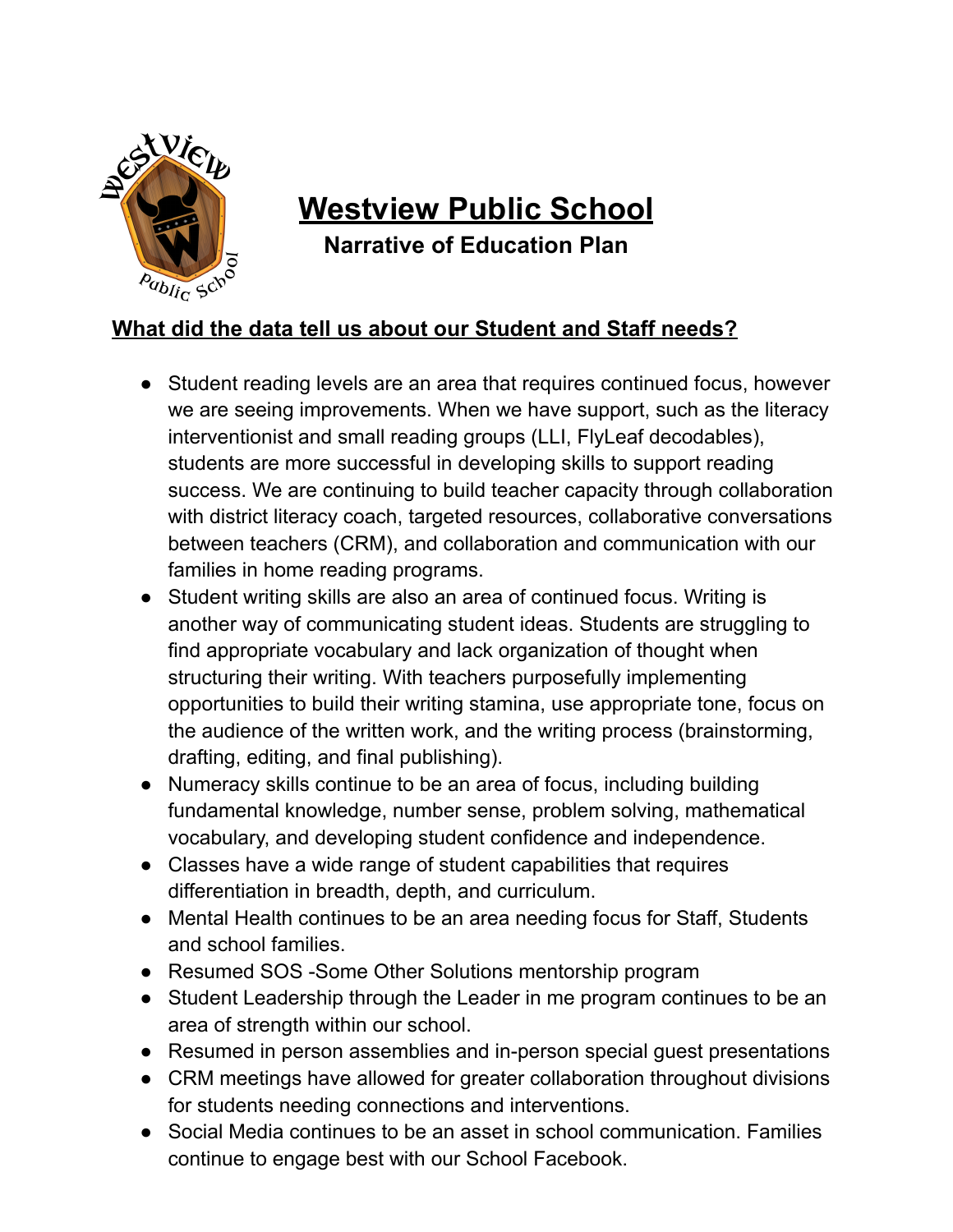# Westview Public School

**Narrative of Education Plan**

## What did the data tell us about our Student and Staff needs?

- Student reading levels are an area that requires continued focus, however we are seeing improvements. When we have support, such as the literacy interventionist and small reading groups (LLI, FlyLeaf decodables), students are more successful in developing skills to support reading success. We are continuing to build teacher capacity through collaboration with district literacy coach, targeted resources, collaborative conversations between teachers (CRM), and collaboration and communication with our families in home reading programs.
- Student writing skills are also an area of continued focus. Writing is another way of communicating student ideas. Students are struggling to find appropriate vocabulary and lack organization of thought when structuring their writing. With teachers purposefully implementing opportunities to build their writing stamina, use appropriate tone, focus on the audience of the written work, and the writing process (brainstorming, drafting, editing, and final publishing).
- Numeracy skills continue to be an area of focus, including building fundamental knowledge, number sense, problem solving, mathematical vocabulary, and developing student confidence and independence.
- Classes have a wide range of student capabilities that requires differentiation in breadth, depth, and curriculum.
- Mental Health continues to be an area needing focus for Staff, Students and school families.
- Resumed SOS -Some Other Solutions mentorship program
- Student Leadership through the Leader in me program continues to be an area of strength within our school.
- Resumed in person assemblies and in-person special guest presentations
- CRM meetings have allowed for greater collaboration throughout divisions for students needing connections and interventions.
- Social Media continues to be an asset in school communication. Families continue to engage best with our School Facebook.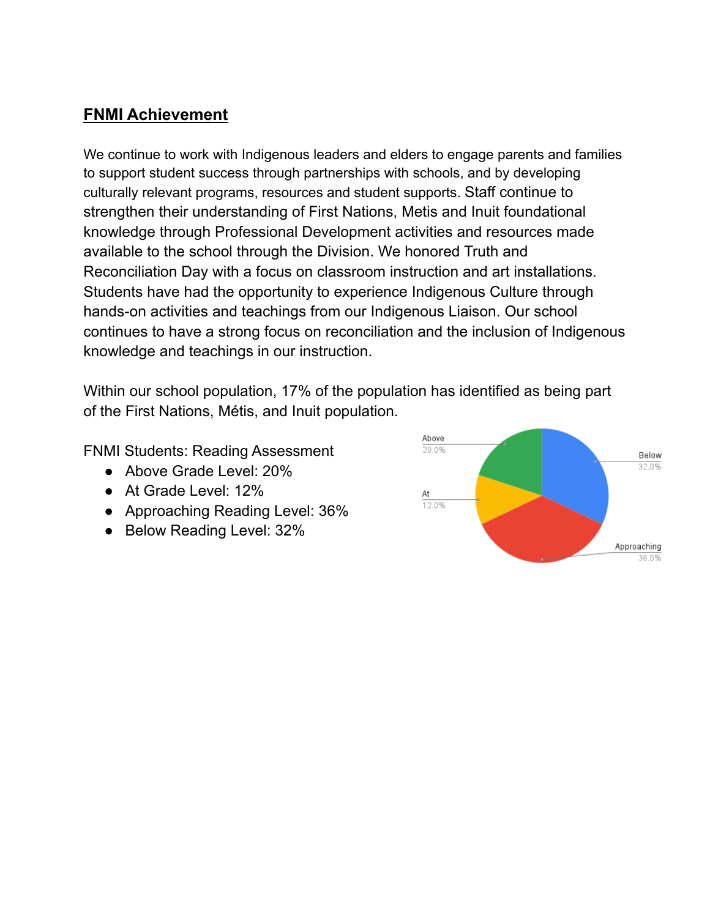## FNMI Achievement

We continue to work with Indigenous leaders and elders to engage parents and families to support student success through partnerships with schools, and by developing culturally relevant programs, resources and student supports. Staff continue to strengthen their understanding of First Nations, Metis and Inuit foundational knowledge through Professional Development activities and resources made available to the school through the Division. We honored Truth and Reconciliation Day with a focus on classroom instruction and art installations. Students have had the opportunity to experience Indigenous Culture through hands-on activities and teachings from our Indigenous Liaison. Our school continues to have a strong focus on reconciliation and the inclusion of Indigenous knowledge and teachings in our instruction.

Within our school population, 17% of the population has identified as being part of the First Nations, Métis, and Inuit population.

FNMI Students: Reading Assessment

- Above Grade Level: 20%
- At Grade Level: 12%
- Approaching Reading Level: 36%
- Below Reading Level: 32%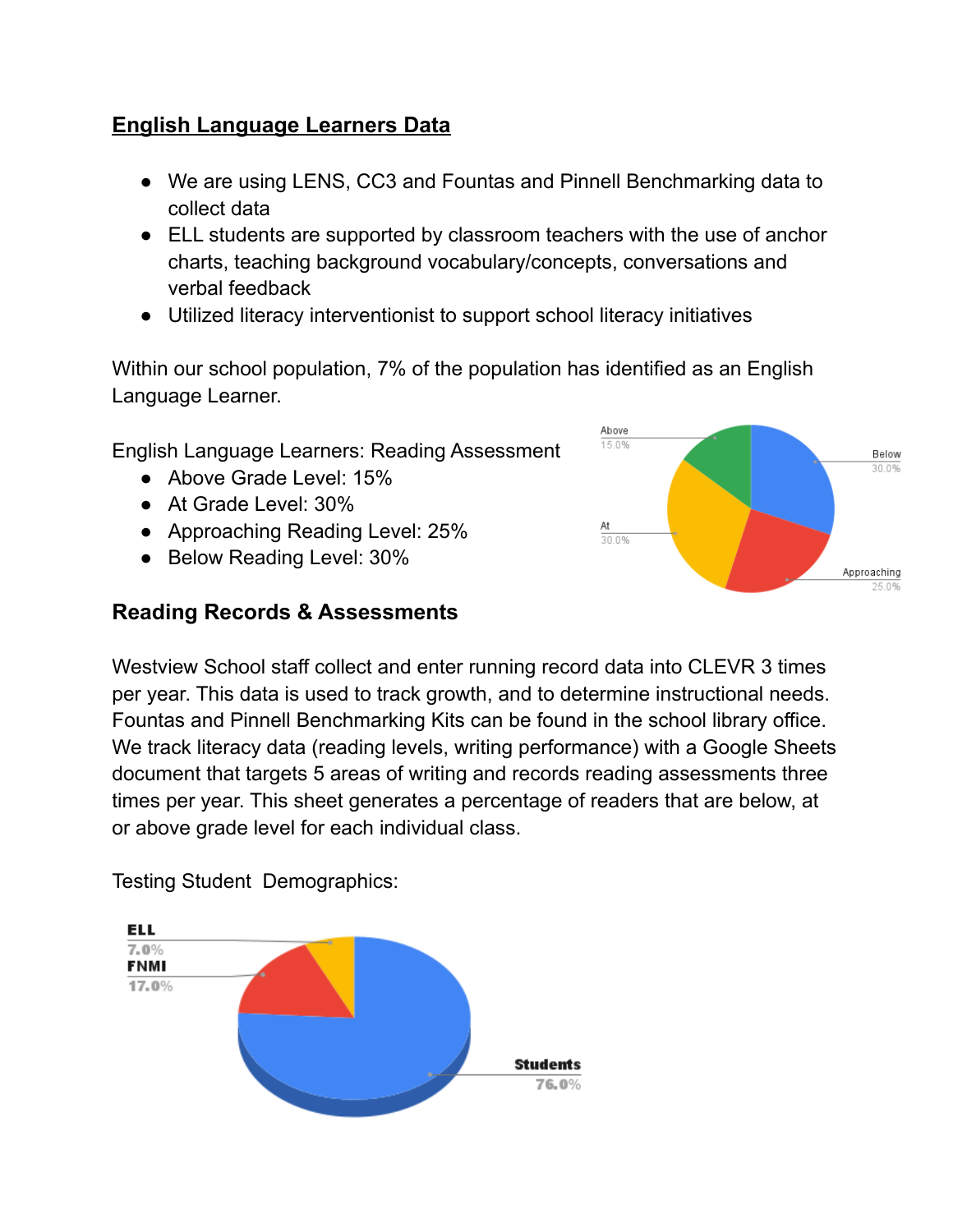## English Language Learners Data

- We are using LENS, CC3 and Fountas and Pinnell Benchmarking data to collect data
- ELL students are supported by classroom teachers with the use of anchor charts, teaching background vocabulary/concepts, conversations and verbal feedback
- Utilized literacy interventionist to support school literacy initiatives

Within our school population, 7% of the population has identified as an English Language Learner.

English Language Learners: Reading Assessment

- Above Grade Level: 15%
- At Grade Level: 30%
- Approaching Reading Level: 25%
- Below Reading Level: 30%

Above 15.0%
Below 30.0%
At 30.0%
Approaching 25.0%

### Reading Records & Assessments

Westview School staff collect and enter running record data into CLEVR 3 times per year. This data is used to track growth, and to determine instructional needs. Fountas and Pinnell Benchmarking Kits can be found in the school library office. We track literacy data (reading levels, writing performance) with a Google Sheets document that targets 5 areas of writing and records reading assessments three times per year. This sheet generates a percentage of readers that are below, at or above grade level for each individual class.

Testing Student Demographics:

ELL 7.0%
FNMI 17.0%
Students 76.0%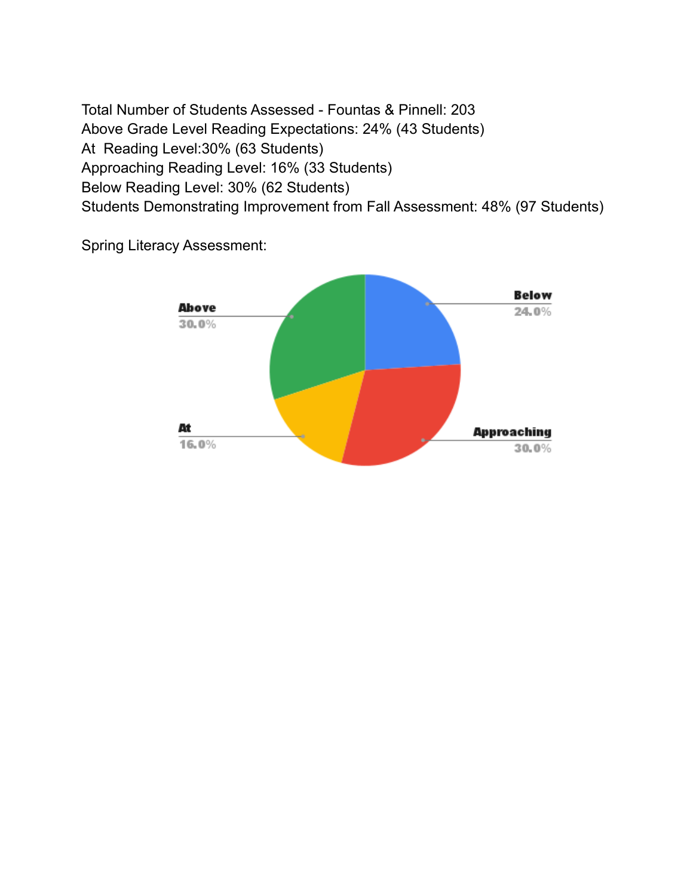Total Number of Students Assessed - Fountas & Pinnell: 203
Above Grade Level Reading Expectations: 24% (43 Students)
At  Reading Level:30% (63 Students)
Approaching Reading Level: 16% (33 Students)
Below Reading Level: 30% (62 Students)
Students Demonstrating Improvement from Fall Assessment: 48% (97 Students)

Spring Literacy Assessment:

Above 30.0%

Below 24.0%

At 16.0%

Approaching 30.0%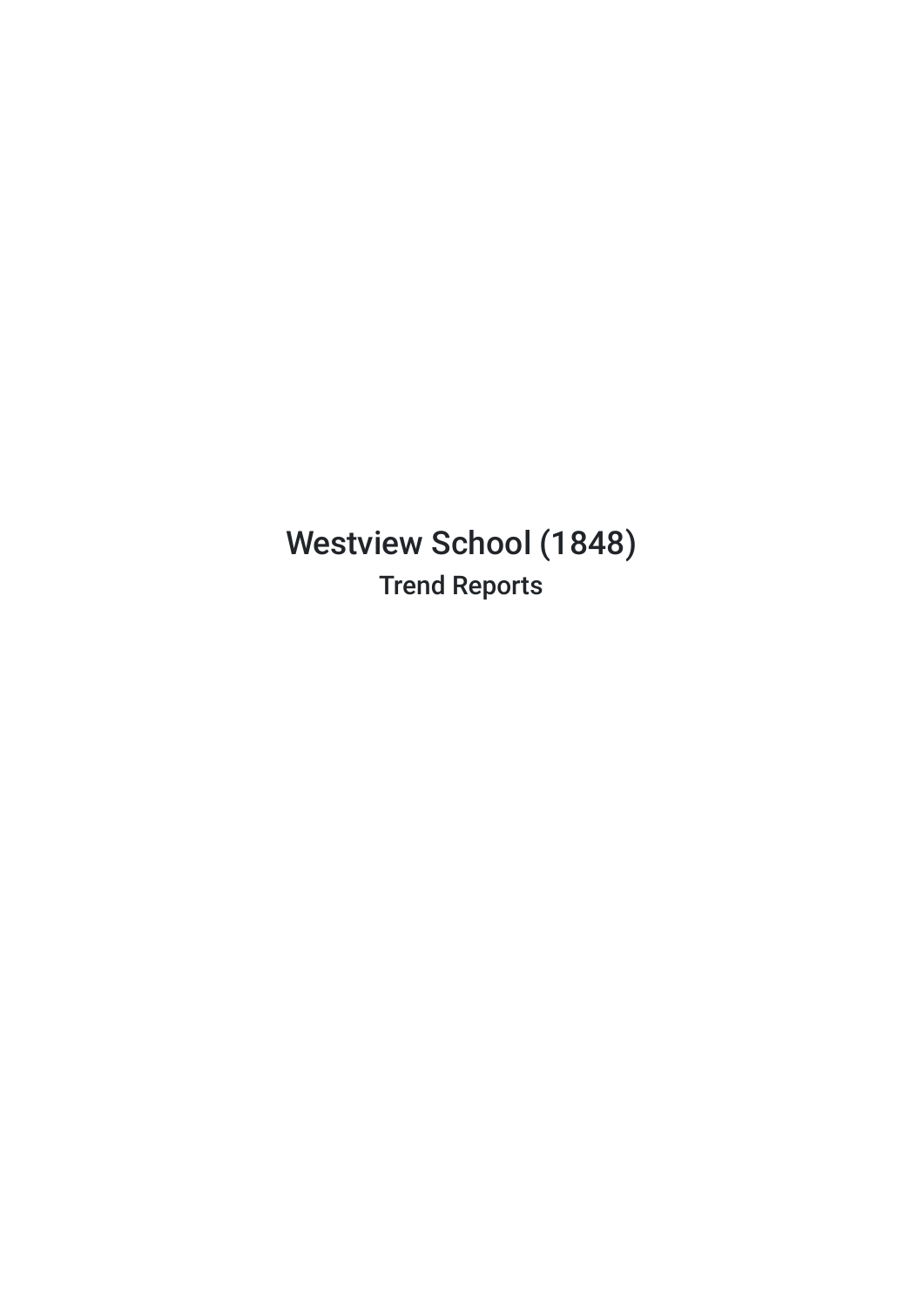# Westview School (1848)

## Trend Reports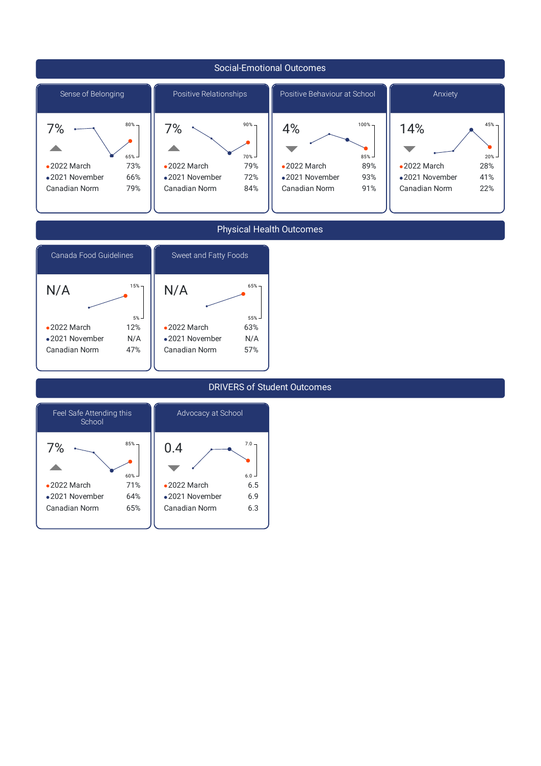## Social-Emotional Outcomes

### Sense of Belonging

7%

80%

65%

- 2022 March 73%
- 2021 November 66%
- Canadian Norm 79%

### Positive Relationships

7%

90%

70%

- 2022 March 79%
- 2021 November 72%
- Canadian Norm 84%

### Positive Behaviour at School

4%

100%

85%

- 2022 March 89%
- 2021 November 93%
- Canadian Norm 91%

### Anxiety

14%

45%

20%

- 2022 March 28%
- 2021 November 41%
- Canadian Norm 22%

## Physical Health Outcomes

### Canada Food Guidelines

N/A

15%

5%

- 2022 March 12%
- 2021 November N/A
- Canadian Norm 47%

### Sweet and Fatty Foods

N/A

65%

55%

- 2022 March 63%
- 2021 November N/A
- Canadian Norm 57%

## DRIVERS of Student Outcomes

### Feel Safe Attending this School

7%

85%

60%

- 2022 March 71%
- 2021 November 64%
- Canadian Norm 65%

### Advocacy at School

0.4

7.0

6.0

- 2022 March 6.5
- 2021 November 6.9
- Canadian Norm 6.3